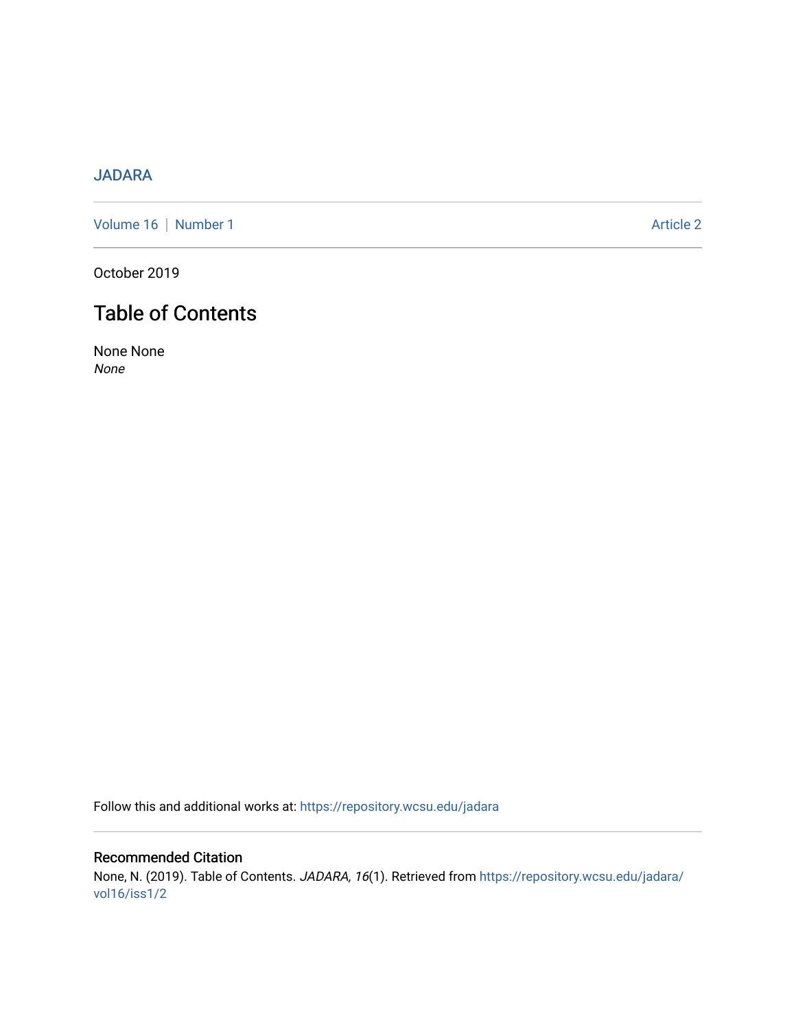JADARA

Volume 16 | Number 1 Article 2

October 2019

# Table of Contents

None None
*None*

Follow this and additional works at: https://repository.wcsu.edu/jadara

## Recommended Citation

None, N. (2019). Table of Contents. *JADARA, 16*(1). Retrieved from https://repository.wcsu.edu/jadara/vol16/iss1/2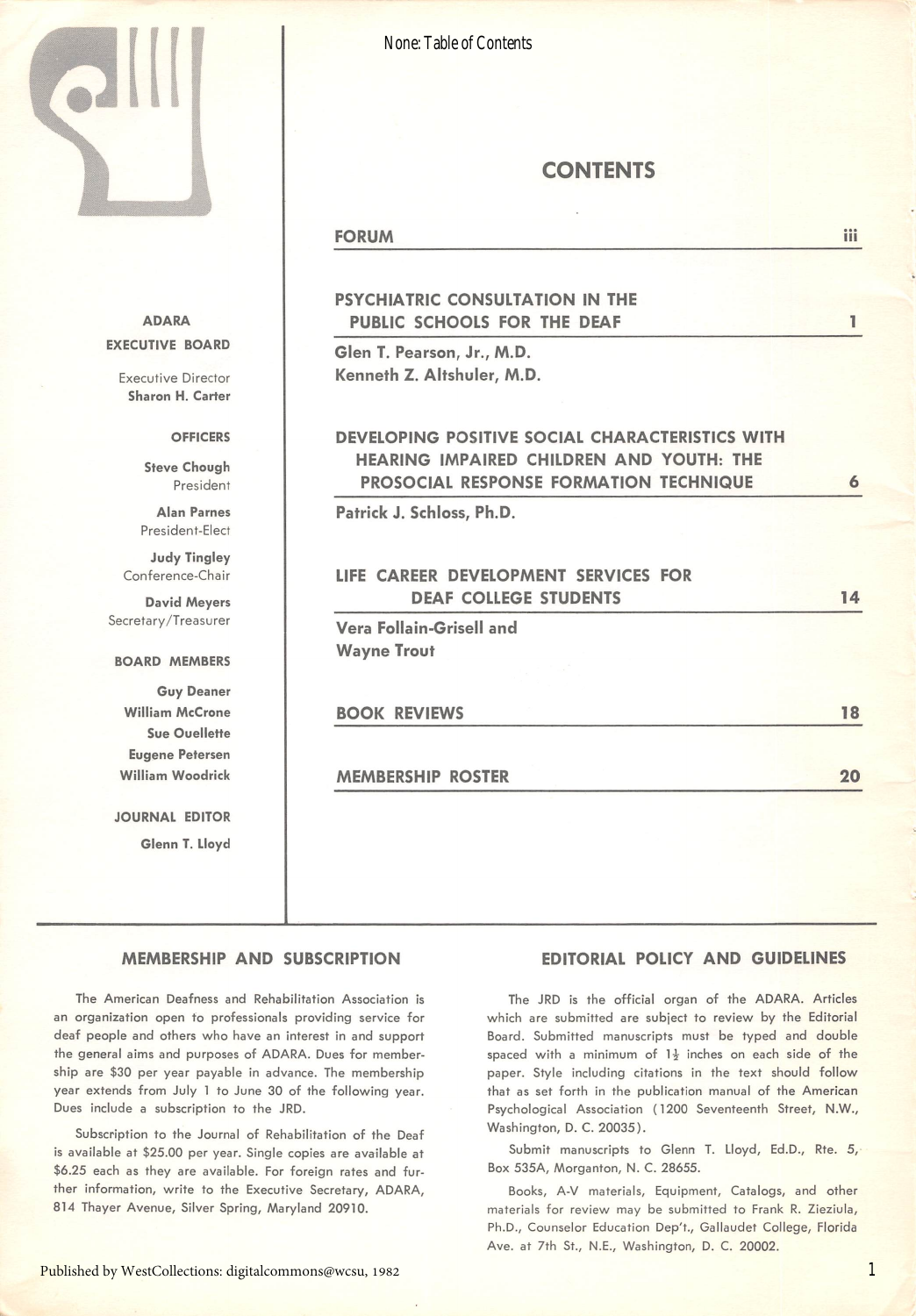None: Table of Contents

# CONTENTS

**FORUM** — iii

**PSYCHIATRIC CONSULTATION IN THE PUBLIC SCHOOLS FOR THE DEAF** — 1

Glen T. Pearson, Jr., M.D.
Kenneth Z. Altshuler, M.D.

**DEVELOPING POSITIVE SOCIAL CHARACTERISTICS WITH HEARING IMPAIRED CHILDREN AND YOUTH: THE PROSOCIAL RESPONSE FORMATION TECHNIQUE** — 6

Patrick J. Schloss, Ph.D.

**LIFE CAREER DEVELOPMENT SERVICES FOR DEAF COLLEGE STUDENTS** — 14

Vera Follain-Grisell and
Wayne Trout

**BOOK REVIEWS** — 18

**MEMBERSHIP ROSTER** — 20

## ADARA EXECUTIVE BOARD

Executive Director
**Sharon H. Carter**

### OFFICERS

**Steve Chough**
President

**Alan Parnes**
President-Elect

**Judy Tingley**
Conference-Chair

**David Meyers**
Secretary/Treasurer

### BOARD MEMBERS

**Guy Deaner**
**William McCrone**
**Sue Ouellette**
**Eugene Petersen**
**William Woodrick**

### JOURNAL EDITOR

**Glenn T. Lloyd**

## MEMBERSHIP AND SUBSCRIPTION

The American Deafness and Rehabilitation Association is an organization open to professionals providing service for deaf people and others who have an interest in and support the general aims and purposes of ADARA. Dues for membership are $30 per year payable in advance. The membership year extends from July 1 to June 30 of the following year. Dues include a subscription to the JRD.

Subscription to the Journal of Rehabilitation of the Deaf is available at $25.00 per year. Single copies are available at $6.25 each as they are available. For foreign rates and further information, write to the Executive Secretary, ADARA, 814 Thayer Avenue, Silver Spring, Maryland 20910.

## EDITORIAL POLICY AND GUIDELINES

The JRD is the official organ of the ADARA. Articles which are submitted are subject to review by the Editorial Board. Submitted manuscripts must be typed and double spaced with a minimum of 1½ inches on each side of the paper. Style including citations in the text should follow that as set forth in the publication manual of the American Psychological Association (1200 Seventeenth Street, N.W., Washington, D. C. 20035).

Submit manuscripts to Glenn T. Lloyd, Ed.D., Rte. 5, Box 535A, Morganton, N. C. 28655.

Books, A-V materials, Equipment, Catalogs, and other materials for review may be submitted to Frank R. Zieziula, Ph.D., Counselor Education Dep't., Gallaudet College, Florida Ave. at 7th St., N.E., Washington, D. C. 20002.

Published by WestCollections: digitalcommons@wcsu, 1982